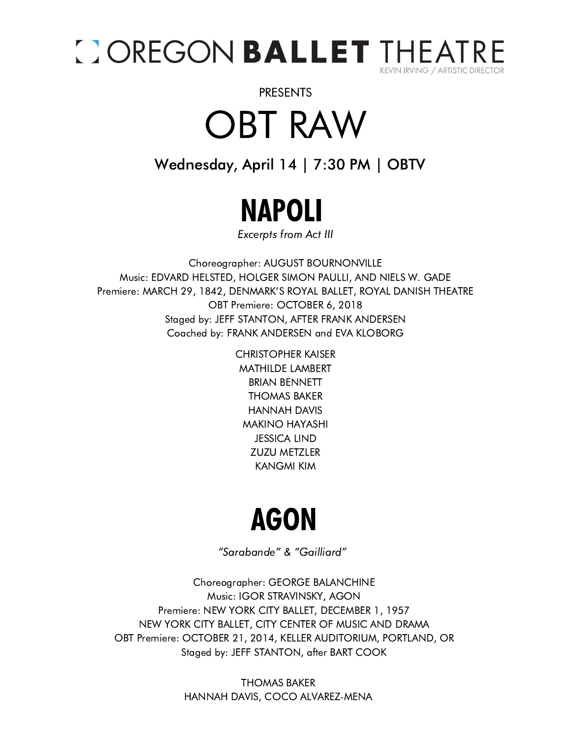# OREGON BALLET THEATRE

KEVIN IRVING / ARTISTIC DIRECTOR

PRESENTS

# OBT RAW

Wednesday, April 14 | 7:30 PM | OBTV

## NAPOLI

*Excerpts from Act III*

Choreographer: AUGUST BOURNONVILLE
Music: EDVARD HELSTED, HOLGER SIMON PAULLI, AND NIELS W. GADE
Premiere: MARCH 29, 1842, DENMARK'S ROYAL BALLET, ROYAL DANISH THEATRE
OBT Premiere: OCTOBER 6, 2018
Staged by: JEFF STANTON, AFTER FRANK ANDERSEN
Coached by: FRANK ANDERSEN and EVA KLOBORG

CHRISTOPHER KAISER
MATHILDE LAMBERT
BRIAN BENNETT
THOMAS BAKER
HANNAH DAVIS
MAKINO HAYASHI
JESSICA LIND
ZUZU METZLER
KANGMI KIM

## AGON

*"Sarabande" & "Gailliard"*

Choreographer: GEORGE BALANCHINE
Music: IGOR STRAVINSKY, AGON
Premiere: NEW YORK CITY BALLET, DECEMBER 1, 1957
NEW YORK CITY BALLET, CITY CENTER OF MUSIC AND DRAMA
OBT Premiere: OCTOBER 21, 2014, KELLER AUDITORIUM, PORTLAND, OR
Staged by: JEFF STANTON, after BART COOK

THOMAS BAKER
HANNAH DAVIS, COCO ALVAREZ-MENA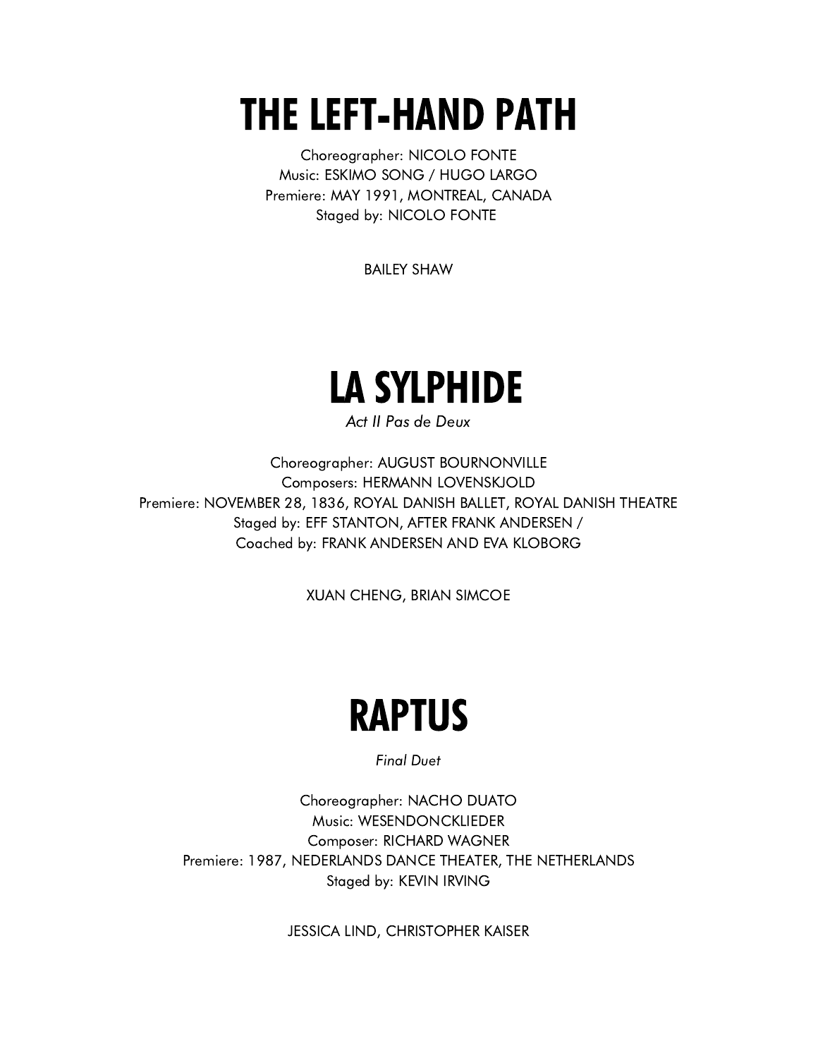# THE LEFT-HAND PATH

Choreographer: NICOLO FONTE
Music: ESKIMO SONG / HUGO LARGO
Premiere: MAY 1991, MONTREAL, CANADA
Staged by: NICOLO FONTE

BAILEY SHAW

# LA SYLPHIDE

*Act II Pas de Deux*

Choreographer: AUGUST BOURNONVILLE
Composers: HERMANN LOVENSKJOLD
Premiere: NOVEMBER 28, 1836, ROYAL DANISH BALLET, ROYAL DANISH THEATRE
Staged by: EFF STANTON, AFTER FRANK ANDERSEN /
Coached by: FRANK ANDERSEN AND EVA KLOBORG

XUAN CHENG, BRIAN SIMCOE

# RAPTUS

*Final Duet*

Choreographer: NACHO DUATO
Music: WESENDONCKLIEDER
Composer: RICHARD WAGNER
Premiere: 1987, NEDERLANDS DANCE THEATER, THE NETHERLANDS
Staged by: KEVIN IRVING

JESSICA LIND, CHRISTOPHER KAISER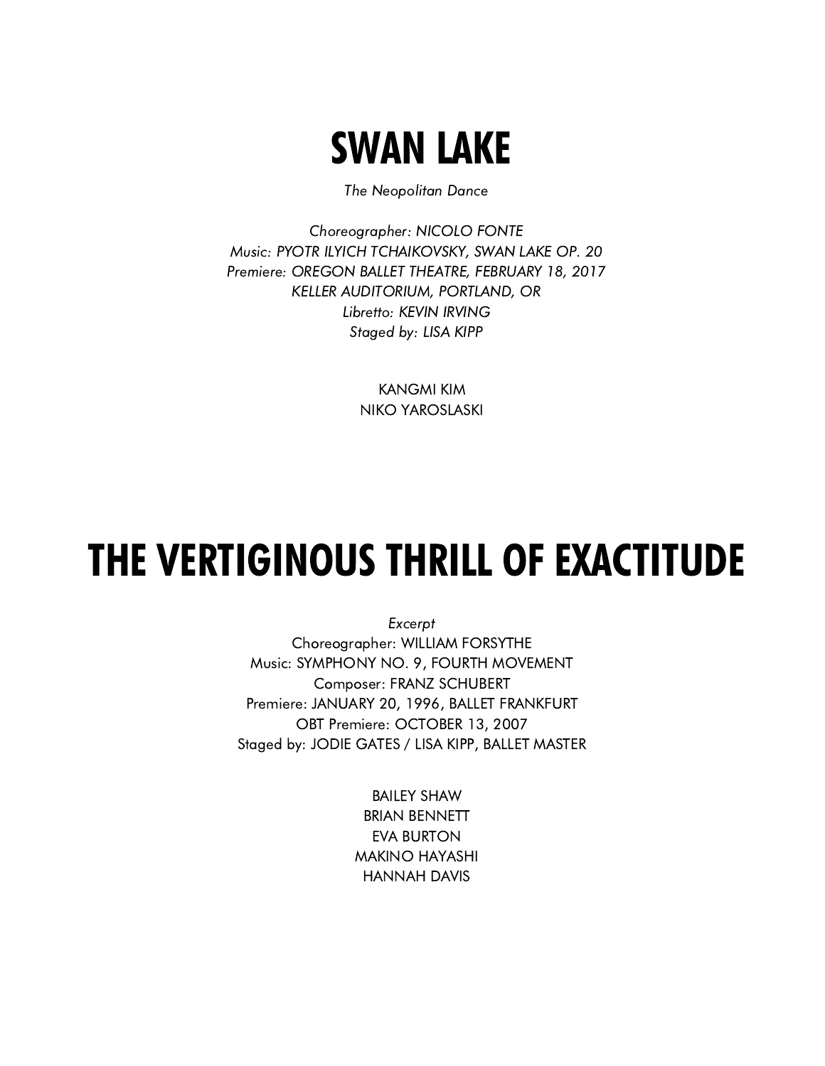# SWAN LAKE

*The Neopolitan Dance*

*Choreographer: NICOLO FONTE*
*Music: PYOTR ILYICH TCHAIKOVSKY, SWAN LAKE OP. 20*
*Premiere: OREGON BALLET THEATRE, FEBRUARY 18, 2017*
*KELLER AUDITORIUM, PORTLAND, OR*
*Libretto: KEVIN IRVING*
*Staged by: LISA KIPP*

KANGMI KIM
NIKO YAROSLASKI

# THE VERTIGINOUS THRILL OF EXACTITUDE

*Excerpt*

Choreographer: WILLIAM FORSYTHE
Music: SYMPHONY NO. 9, FOURTH MOVEMENT
Composer: FRANZ SCHUBERT
Premiere: JANUARY 20, 1996, BALLET FRANKFURT
OBT Premiere: OCTOBER 13, 2007
Staged by: JODIE GATES / LISA KIPP, BALLET MASTER

BAILEY SHAW
BRIAN BENNETT
EVA BURTON
MAKINO HAYASHI
HANNAH DAVIS